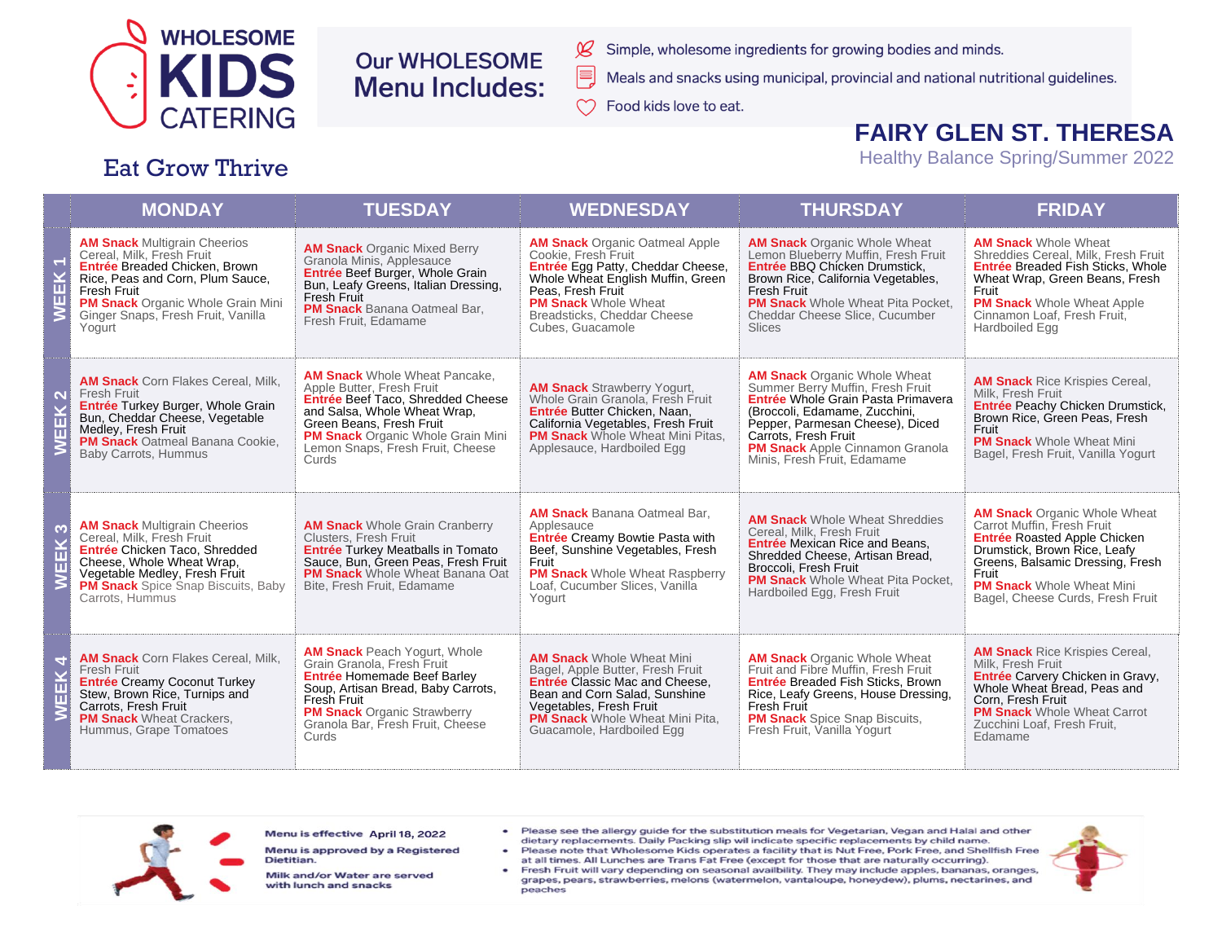# WHOLESOME KIDS CATERING

Eat Grow Thrive

## Our WHOLESOME Menu Includes:

- Simple, wholesome ingredients for growing bodies and minds.
- Meals and snacks using municipal, provincial and national nutritional guidelines.
- Food kids love to eat.

## FAIRY GLEN ST. THERESA

Healthy Balance Spring/Summer 2022

| | MONDAY | TUESDAY | WEDNESDAY | THURSDAY | FRIDAY |
|---|---|---|---|---|---|
| WEEK 1 | **AM Snack** Multigrain Cheerios Cereal, Milk, Fresh Fruit **Entrée** Breaded Chicken, Brown Rice, Peas and Corn, Plum Sauce, Fresh Fruit **PM Snack** Organic Whole Grain Mini Ginger Snaps, Fresh Fruit, Vanilla Yogurt | **AM Snack** Organic Mixed Berry Granola Minis, Applesauce **Entrée** Beef Burger, Whole Grain Bun, Leafy Greens, Italian Dressing, Fresh Fruit **PM Snack** Banana Oatmeal Bar, Fresh Fruit, Edamame | **AM Snack** Organic Oatmeal Apple Cookie, Fresh Fruit **Entrée** Egg Patty, Cheddar Cheese, Whole Wheat English Muffin, Green Peas, Fresh Fruit **PM Snack** Whole Wheat Breadsticks, Cheddar Cheese Cubes, Guacamole | **AM Snack** Organic Whole Wheat Lemon Blueberry Muffin, Fresh Fruit **Entrée** BBQ Chicken Drumstick, Brown Rice, California Vegetables, Fresh Fruit **PM Snack** Whole Wheat Pita Pocket, Cheddar Cheese Slice, Cucumber Slices | **AM Snack** Whole Wheat Shreddies Cereal, Milk, Fresh Fruit **Entrée** Breaded Fish Sticks, Whole Wheat Wrap, Green Beans, Fresh Fruit **PM Snack** Whole Wheat Apple Cinnamon Loaf, Fresh Fruit, Hardboiled Egg |
| WEEK 2 | **AM Snack** Corn Flakes Cereal, Milk, Fresh Fruit **Entrée** Turkey Burger, Whole Grain Bun, Cheddar Cheese, Vegetable Medley, Fresh Fruit **PM Snack** Oatmeal Banana Cookie, Baby Carrots, Hummus | **AM Snack** Whole Wheat Pancake, Apple Butter, Fresh Fruit **Entrée** Beef Taco, Shredded Cheese and Salsa, Whole Wheat Wrap, Green Beans, Fresh Fruit **PM Snack** Organic Whole Grain Mini Lemon Snaps, Fresh Fruit, Cheese Curds | **AM Snack** Strawberry Yogurt, Whole Grain Granola, Fresh Fruit **Entrée** Butter Chicken, Naan, California Vegetables, Fresh Fruit **PM Snack** Whole Wheat Mini Pitas, Applesauce, Hardboiled Egg | **AM Snack** Organic Whole Wheat Summer Berry Muffin, Fresh Fruit **Entrée** Whole Grain Pasta Primavera (Broccoli, Edamame, Zucchini, Pepper, Parmesan Cheese), Diced Carrots, Fresh Fruit **PM Snack** Apple Cinnamon Granola Minis, Fresh Fruit, Edamame | **AM Snack** Rice Krispies Cereal, Milk, Fresh Fruit **Entrée** Peachy Chicken Drumstick, Brown Rice, Green Peas, Fresh Fruit **PM Snack** Whole Wheat Mini Bagel, Fresh Fruit, Vanilla Yogurt |
| WEEK 3 | **AM Snack** Multigrain Cheerios Cereal, Milk, Fresh Fruit **Entrée** Chicken Taco, Shredded Cheese, Whole Wheat Wrap, Vegetable Medley, Fresh Fruit **PM Snack** Spice Snap Biscuits, Baby Carrots, Hummus | **AM Snack** Whole Grain Cranberry Clusters, Fresh Fruit **Entrée** Turkey Meatballs in Tomato Sauce, Bun, Green Peas, Fresh Fruit **PM Snack** Whole Wheat Banana Oat Bite, Fresh Fruit, Edamame | **AM Snack** Banana Oatmeal Bar, Applesauce **Entrée** Creamy Bowtie Pasta with Beef, Sunshine Vegetables, Fresh Fruit **PM Snack** Whole Wheat Raspberry Loaf, Cucumber Slices, Vanilla Yogurt | **AM Snack** Whole Wheat Shreddies Cereal, Milk, Fresh Fruit **Entrée** Mexican Rice and Beans, Shredded Cheese, Artisan Bread, Broccoli, Fresh Fruit **PM Snack** Whole Wheat Pita Pocket, Hardboiled Egg, Fresh Fruit | **AM Snack** Organic Whole Wheat Carrot Muffin, Fresh Fruit **Entrée** Roasted Apple Chicken Drumstick, Brown Rice, Leafy Greens, Balsamic Dressing, Fresh Fruit **PM Snack** Whole Wheat Mini Bagel, Cheese Curds, Fresh Fruit |
| WEEK 4 | **AM Snack** Corn Flakes Cereal, Milk, Fresh Fruit **Entrée** Creamy Coconut Turkey Stew, Brown Rice, Turnips and Carrots, Fresh Fruit **PM Snack** Wheat Crackers, Hummus, Grape Tomatoes | **AM Snack** Peach Yogurt, Whole Grain Granola, Fresh Fruit **Entrée** Homemade Beef Barley Soup, Artisan Bread, Baby Carrots, Fresh Fruit **PM Snack** Organic Strawberry Granola Bar, Fresh Fruit, Cheese Curds | **AM Snack** Whole Wheat Mini Bagel, Apple Butter, Fresh Fruit **Entrée** Classic Mac and Cheese, Bean and Corn Salad, Sunshine Vegetables, Fresh Fruit **PM Snack** Whole Wheat Mini Pita, Guacamole, Hardboiled Egg | **AM Snack** Organic Whole Wheat Fruit and Fibre Muffin, Fresh Fruit **Entrée** Breaded Fish Sticks, Brown Rice, Leafy Greens, House Dressing, Fresh Fruit **PM Snack** Spice Snap Biscuits, Fresh Fruit, Vanilla Yogurt | **AM Snack** Rice Krispies Cereal, Milk, Fresh Fruit **Entrée** Carvery Chicken in Gravy, Whole Wheat Bread, Peas and Corn, Fresh Fruit **PM Snack** Whole Wheat Carrot Zucchini Loaf, Fresh Fruit, Edamame |

**Menu is effective April 18, 2022**

**Menu is approved by a Registered Dietitian.**

**Milk and/or Water are served with lunch and snacks**

- Please see the allergy guide for the substitution meals for Vegetarian, Vegan and Halal and other dietary replacements. Daily Packing slip wil indicate specific replacements by child name.
- Please note that Wholesome Kids operates a facility that is Nut Free, Pork Free, and Shellfish Free at all times. All Lunches are Trans Fat Free (except for those that are naturally occurring).
- Fresh Fruit will vary depending on seasonal availbility. They may include apples, bananas, oranges, grapes, pears, strawberries, melons (watermelon, vantaloupe, honeydew), plums, nectarines, and peaches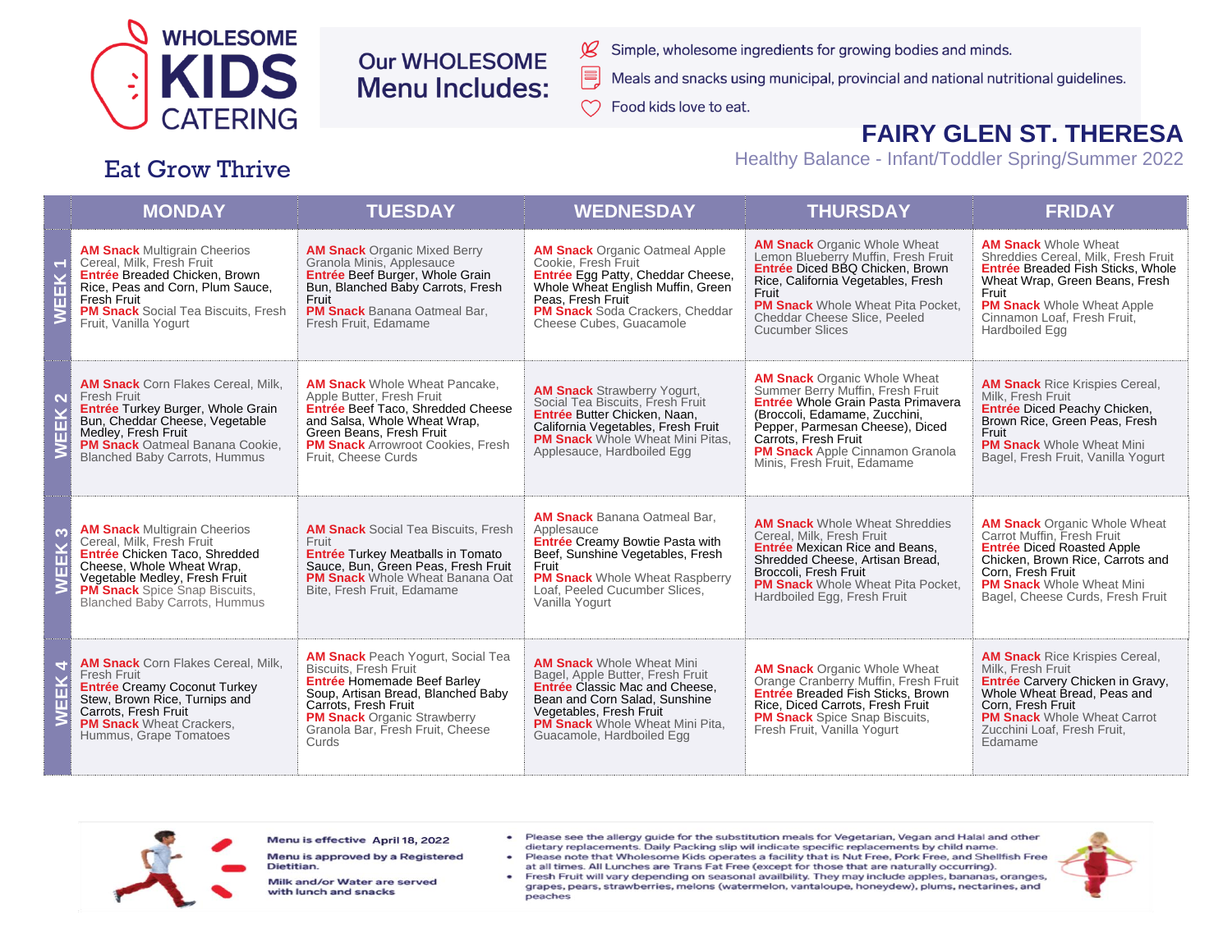# WHOLESOME KIDS CATERING

Eat Grow Thrive

## Our WHOLESOME Menu Includes:

- Simple, wholesome ingredients for growing bodies and minds.
- Meals and snacks using municipal, provincial and national nutritional guidelines.
- Food kids love to eat.

# FAIRY GLEN ST. THERESA

Healthy Balance - Infant/Toddler Spring/Summer 2022

| | MONDAY | TUESDAY | WEDNESDAY | THURSDAY | FRIDAY |
|---|---|---|---|---|---|
| WEEK 1 | **AM Snack** Multigrain Cheerios Cereal, Milk, Fresh Fruit **Entrée** Breaded Chicken, Brown Rice, Peas and Corn, Plum Sauce, Fresh Fruit **PM Snack** Social Tea Biscuits, Fresh Fruit, Vanilla Yogurt | **AM Snack** Organic Mixed Berry Granola Minis, Applesauce **Entrée** Beef Burger, Whole Grain Bun, Blanched Baby Carrots, Fresh Fruit **PM Snack** Banana Oatmeal Bar, Fresh Fruit, Edamame | **AM Snack** Organic Oatmeal Apple Cookie, Fresh Fruit **Entrée** Egg Patty, Cheddar Cheese, Whole Wheat English Muffin, Green Peas, Fresh Fruit **PM Snack** Soda Crackers, Cheddar Cheese Cubes, Guacamole | **AM Snack** Organic Whole Wheat Lemon Blueberry Muffin, Fresh Fruit **Entrée** Diced BBQ Chicken, Brown Rice, California Vegetables, Fresh Fruit **PM Snack** Whole Wheat Pita Pocket, Cheddar Cheese Slice, Peeled Cucumber Slices | **AM Snack** Whole Wheat Shreddies Cereal, Milk, Fresh Fruit **Entrée** Breaded Fish Sticks, Whole Wheat Wrap, Green Beans, Fresh Fruit **PM Snack** Whole Wheat Apple Cinnamon Loaf, Fresh Fruit, Hardboiled Egg |
| WEEK 2 | **AM Snack** Corn Flakes Cereal, Milk, Fresh Fruit **Entrée** Turkey Burger, Whole Grain Bun, Cheddar Cheese, Vegetable Medley, Fresh Fruit **PM Snack** Oatmeal Banana Cookie, Blanched Baby Carrots, Hummus | **AM Snack** Whole Wheat Pancake, Apple Butter, Fresh Fruit **Entrée** Beef Taco, Shredded Cheese and Salsa, Whole Wheat Wrap, Green Beans, Fresh Fruit **PM Snack** Arrowroot Cookies, Fresh Fruit, Cheese Curds | **AM Snack** Strawberry Yogurt, Social Tea Biscuits, Fresh Fruit **Entrée** Butter Chicken, Naan, California Vegetables, Fresh Fruit **PM Snack** Whole Wheat Mini Pitas, Applesauce, Hardboiled Egg | **AM Snack** Organic Whole Wheat Summer Berry Muffin, Fresh Fruit **Entrée** Whole Grain Pasta Primavera (Broccoli, Edamame, Zucchini, Pepper, Parmesan Cheese), Diced Carrots, Fresh Fruit **PM Snack** Apple Cinnamon Granola Minis, Fresh Fruit, Edamame | **AM Snack** Rice Krispies Cereal, Milk, Fresh Fruit **Entrée** Diced Peachy Chicken, Brown Rice, Green Peas, Fresh Fruit **PM Snack** Whole Wheat Mini Bagel, Fresh Fruit, Vanilla Yogurt |
| WEEK 3 | **AM Snack** Multigrain Cheerios Cereal, Milk, Fresh Fruit **Entrée** Chicken Taco, Shredded Cheese, Whole Wheat Wrap, Vegetable Medley, Fresh Fruit **PM Snack** Spice Snap Biscuits, Blanched Baby Carrots, Hummus | **AM Snack** Social Tea Biscuits, Fresh Fruit **Entrée** Turkey Meatballs in Tomato Sauce, Bun, Green Peas, Fresh Fruit **PM Snack** Whole Wheat Banana Oat Bite, Fresh Fruit, Edamame | **AM Snack** Banana Oatmeal Bar, Applesauce **Entrée** Creamy Bowtie Pasta with Beef, Sunshine Vegetables, Fresh Fruit **PM Snack** Whole Wheat Raspberry Loaf, Peeled Cucumber Slices, Vanilla Yogurt | **AM Snack** Whole Wheat Shreddies Cereal, Milk, Fresh Fruit **Entrée** Mexican Rice and Beans, Shredded Cheese, Artisan Bread, Broccoli, Fresh Fruit **PM Snack** Whole Wheat Pita Pocket, Hardboiled Egg, Fresh Fruit | **AM Snack** Organic Whole Wheat Carrot Muffin, Fresh Fruit **Entrée** Diced Roasted Apple Chicken, Brown Rice, Carrots and Corn, Fresh Fruit **PM Snack** Whole Wheat Mini Bagel, Cheese Curds, Fresh Fruit |
| WEEK 4 | **AM Snack** Corn Flakes Cereal, Milk, Fresh Fruit **Entrée** Creamy Coconut Turkey Stew, Brown Rice, Turnips and Carrots, Fresh Fruit **PM Snack** Wheat Crackers, Hummus, Grape Tomatoes | **AM Snack** Peach Yogurt, Social Tea Biscuits, Fresh Fruit **Entrée** Homemade Beef Barley Soup, Artisan Bread, Blanched Baby Carrots, Fresh Fruit **PM Snack** Organic Strawberry Granola Bar, Fresh Fruit, Cheese Curds | **AM Snack** Whole Wheat Mini Bagel, Apple Butter, Fresh Fruit **Entrée** Classic Mac and Cheese, Bean and Corn Salad, Sunshine Vegetables, Fresh Fruit **PM Snack** Whole Wheat Mini Pita, Guacamole, Hardboiled Egg | **AM Snack** Organic Whole Wheat Orange Cranberry Muffin, Fresh Fruit **Entrée** Breaded Fish Sticks, Brown Rice, Diced Carrots, Fresh Fruit **PM Snack** Spice Snap Biscuits, Fresh Fruit, Vanilla Yogurt | **AM Snack** Rice Krispies Cereal, Milk, Fresh Fruit **Entrée** Carvery Chicken in Gravy, Whole Wheat Bread, Peas and Corn, Fresh Fruit **PM Snack** Whole Wheat Carrot Zucchini Loaf, Fresh Fruit, Edamame |

**Menu is effective** April 18, 2022

**Menu is approved by a Registered Dietitian.**

**Milk and/or Water are served with lunch and snacks**

- Please see the allergy guide for the substitution meals for Vegetarian, Vegan and Halal and other dietary replacements. Daily Packing slip wil indicate specific replacements by child name.
- Please note that Wholesome Kids operates a facility that is Nut Free, Pork Free, and Shellfish Free at all times. All Lunches are Trans Fat Free (except for those that are naturally occurring).
- Fresh Fruit will vary depending on seasonal availbility. They may include apples, bananas, oranges, grapes, pears, strawberries, melons (watermelon, vantaloupe, honeydew), plums, nectarines, and peaches